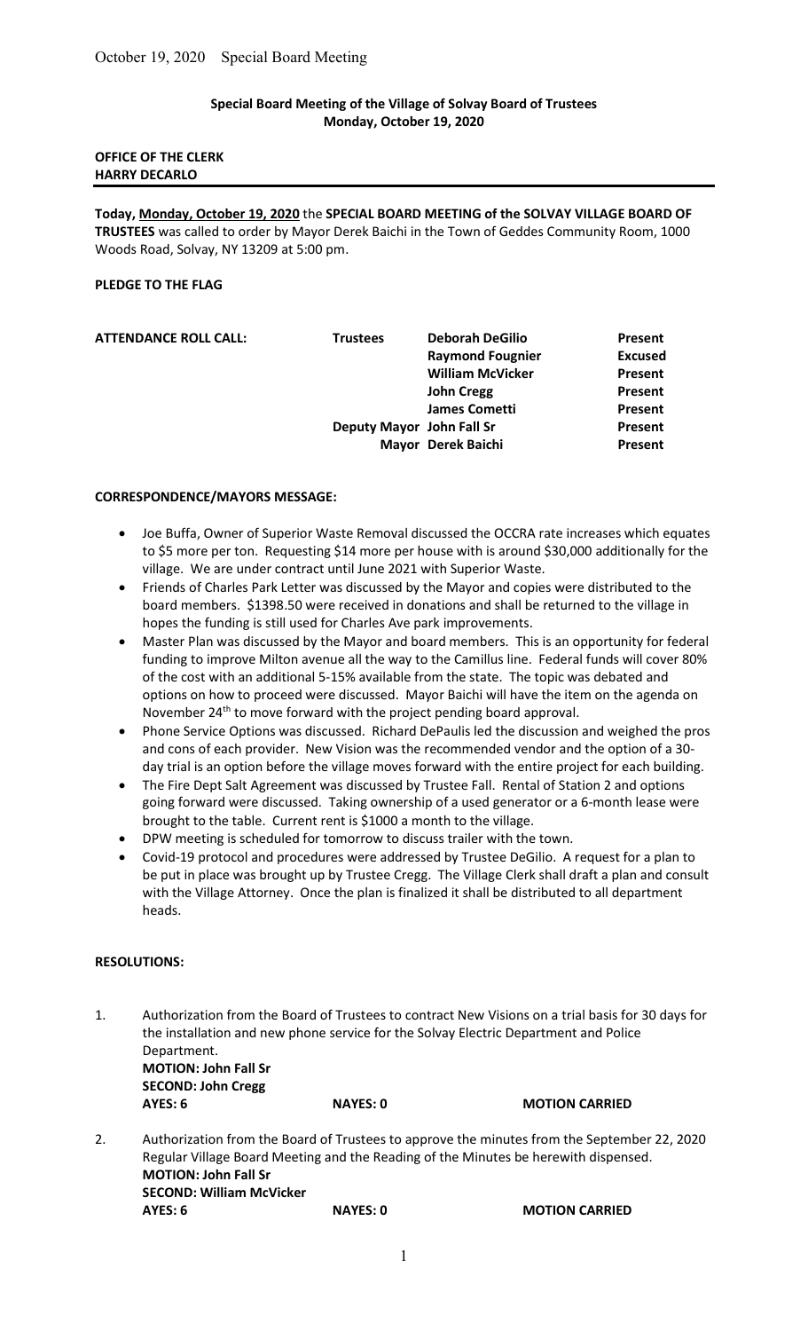## Special Board Meeting of the Village of Solvay Board of Trustees
**Monday, October 19, 2020**

**OFFICE OF THE CLERK**
**HARRY DECARLO**

---

**Today, Monday, October 19, 2020** the **SPECIAL BOARD MEETING of the SOLVAY VILLAGE BOARD OF TRUSTEES** was called to order by Mayor Derek Baichi in the Town of Geddes Community Room, 1000 Woods Road, Solvay, NY 13209 at 5:00 pm.

**PLEDGE TO THE FLAG**

| **ATTENDANCE ROLL CALL:** | **Trustees** | **Deborah DeGilio** | **Present** |
|---|---|---|---|
| | | **Raymond Fougnier** | **Excused** |
| | | **William McVicker** | **Present** |
| | | **John Cregg** | **Present** |
| | | **James Cometti** | **Present** |
| | **Deputy Mayor** | **John Fall Sr** | **Present** |
| | **Mayor** | **Derek Baichi** | **Present** |

**CORRESPONDENCE/MAYORS MESSAGE:**

- Joe Buffa, Owner of Superior Waste Removal discussed the OCCRA rate increases which equates to $5 more per ton. Requesting $14 more per house with is around $30,000 additionally for the village. We are under contract until June 2021 with Superior Waste.
- Friends of Charles Park Letter was discussed by the Mayor and copies were distributed to the board members. $1398.50 were received in donations and shall be returned to the village in hopes the funding is still used for Charles Ave park improvements.
- Master Plan was discussed by the Mayor and board members. This is an opportunity for federal funding to improve Milton avenue all the way to the Camillus line. Federal funds will cover 80% of the cost with an additional 5-15% available from the state. The topic was debated and options on how to proceed were discussed. Mayor Baichi will have the item on the agenda on November 24th to move forward with the project pending board approval.
- Phone Service Options was discussed. Richard DePaulis led the discussion and weighed the pros and cons of each provider. New Vision was the recommended vendor and the option of a 30-day trial is an option before the village moves forward with the entire project for each building.
- The Fire Dept Salt Agreement was discussed by Trustee Fall. Rental of Station 2 and options going forward were discussed. Taking ownership of a used generator or a 6-month lease were brought to the table. Current rent is $1000 a month to the village.
- DPW meeting is scheduled for tomorrow to discuss trailer with the town.
- Covid-19 protocol and procedures were addressed by Trustee DeGilio. A request for a plan to be put in place was brought up by Trustee Cregg. The Village Clerk shall draft a plan and consult with the Village Attorney. Once the plan is finalized it shall be distributed to all department heads.

**RESOLUTIONS:**

1. Authorization from the Board of Trustees to contract New Visions on a trial basis for 30 days for the installation and new phone service for the Solvay Electric Department and Police Department.
   **MOTION: John Fall Sr**
   **SECOND: John Cregg**
   **AYES: 6** **NAYES: 0** **MOTION CARRIED**

2. Authorization from the Board of Trustees to approve the minutes from the September 22, 2020 Regular Village Board Meeting and the Reading of the Minutes be herewith dispensed.
   **MOTION: John Fall Sr**
   **SECOND: William McVicker**
   **AYES: 6** **NAYES: 0** **MOTION CARRIED**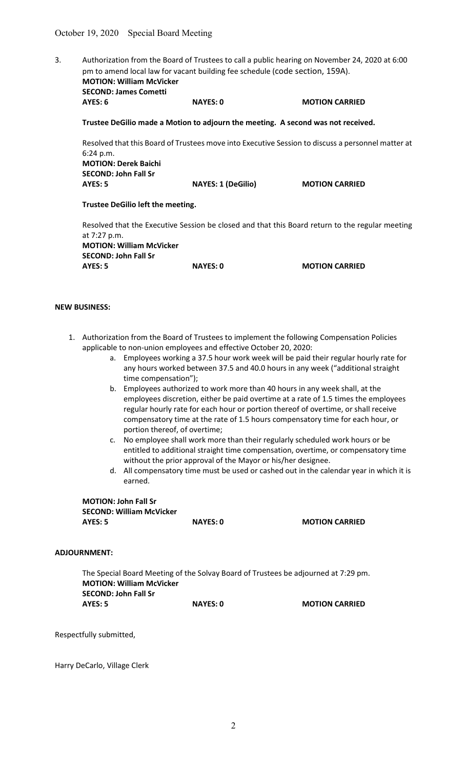October 19, 2020 Special Board Meeting

3. Authorization from the Board of Trustees to call a public hearing on November 24, 2020 at 6:00 pm to amend local law for vacant building fee schedule (code section, 159A).
**MOTION: William McVicker**
**SECOND: James Cometti**
**AYES: 6** **NAYES: 0** **MOTION CARRIED**

**Trustee DeGilio made a Motion to adjourn the meeting. A second was not received.**

Resolved that this Board of Trustees move into Executive Session to discuss a personnel matter at 6:24 p.m.
**MOTION: Derek Baichi**
**SECOND: John Fall Sr**
**AYES: 5** **NAYES: 1 (DeGilio)** **MOTION CARRIED**

**Trustee DeGilio left the meeting.**

Resolved that the Executive Session be closed and that this Board return to the regular meeting at 7:27 p.m.
**MOTION: William McVicker**
**SECOND: John Fall Sr**
**AYES: 5** **NAYES: 0** **MOTION CARRIED**

**NEW BUSINESS:**

1. Authorization from the Board of Trustees to implement the following Compensation Policies applicable to non-union employees and effective October 20, 2020:
   a. Employees working a 37.5 hour work week will be paid their regular hourly rate for any hours worked between 37.5 and 40.0 hours in any week ("additional straight time compensation");
   b. Employees authorized to work more than 40 hours in any week shall, at the employees discretion, either be paid overtime at a rate of 1.5 times the employees regular hourly rate for each hour or portion thereof of overtime, or shall receive compensatory time at the rate of 1.5 hours compensatory time for each hour, or portion thereof, of overtime;
   c. No employee shall work more than their regularly scheduled work hours or be entitled to additional straight time compensation, overtime, or compensatory time without the prior approval of the Mayor or his/her designee.
   d. All compensatory time must be used or cashed out in the calendar year in which it is earned.

**MOTION: John Fall Sr**
**SECOND: William McVicker**
**AYES: 5** **NAYES: 0** **MOTION CARRIED**

**ADJOURNMENT:**

The Special Board Meeting of the Solvay Board of Trustees be adjourned at 7:29 pm.
**MOTION: William McVicker**
**SECOND: John Fall Sr**
**AYES: 5** **NAYES: 0** **MOTION CARRIED**

Respectfully submitted,

Harry DeCarlo, Village Clerk